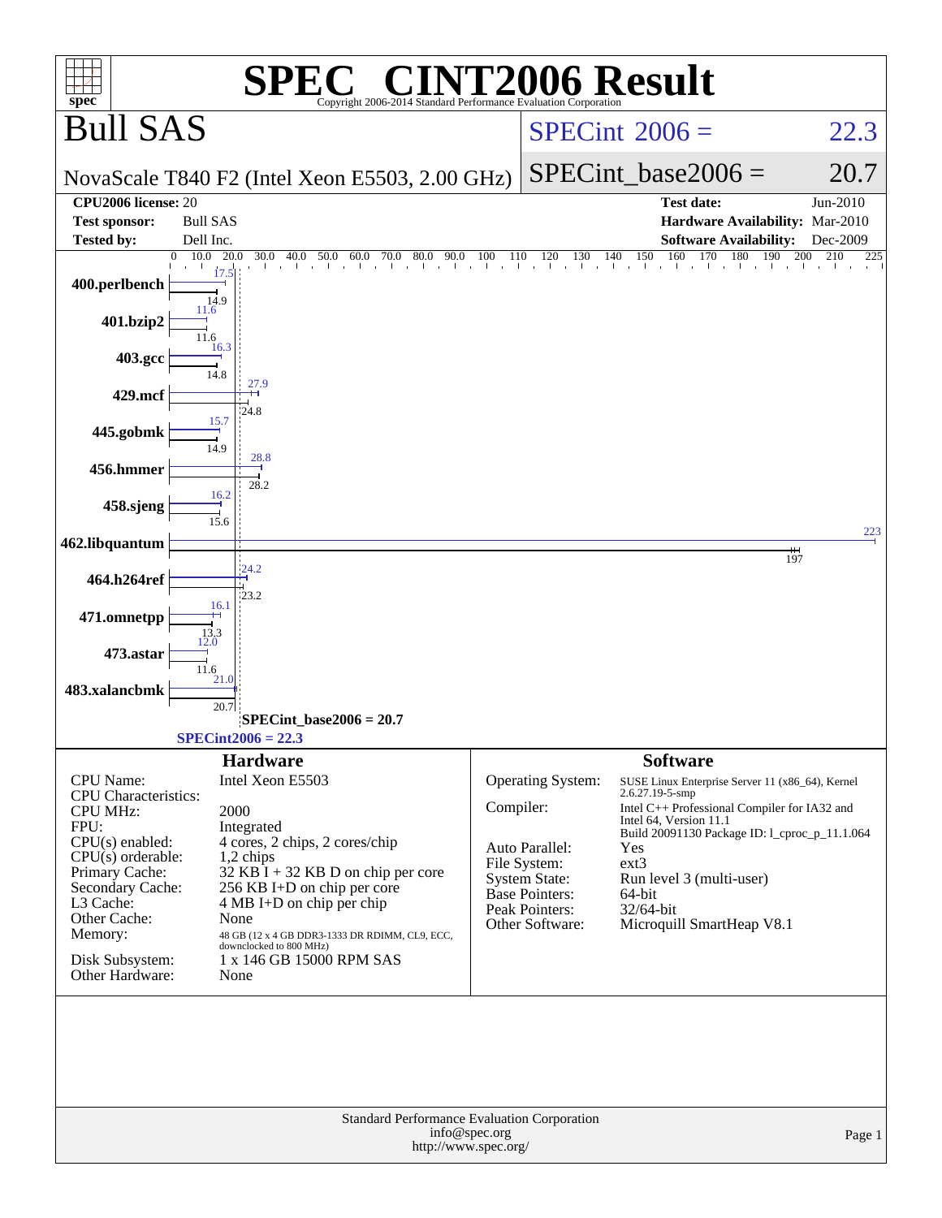# SPEC® CINT2006 Result

Copyright 2006-2014 Standard Performance Evaluation Corporation

## Bull SAS

NovaScale T840 F2 (Intel Xeon E5503, 2.00 GHz)

SPECint 2006 = 22.3

SPECint_base2006 = 20.7

| | | | |
|---|---|---|---|
| **CPU2006 license:** | 20 | **Test date:** | Jun-2010 |
| **Test sponsor:** | Bull SAS | **Hardware Availability:** | Mar-2010 |
| **Tested by:** | Dell Inc. | **Software Availability:** | Dec-2009 |

| Benchmark | Peak | Base |
|---|---|---|
| 400.perlbench | 17.5 | 14.9 |
| 401.bzip2 | 11.6 | 11.6 |
| 403.gcc | 16.3 | 14.8 |
| 429.mcf | 27.9 | 24.8 |
| 445.gobmk | 15.7 | 14.9 |
| 456.hmmer | 28.8 | 28.2 |
| 458.sjeng | 16.2 | 15.6 |
| 462.libquantum | 223 | 197 |
| 464.h264ref | 24.2 | 23.2 |
| 471.omnetpp | 16.1 | 13.3 |
| 473.astar | 12.0 | 11.6 |
| 483.xalancbmk | 21.0 | 20.7 |

SPECint_base2006 = 20.7

SPECint2006 = 22.3

### Hardware

| | |
|---|---|
| CPU Name: | Intel Xeon E5503 |
| CPU Characteristics: | |
| CPU MHz: | 2000 |
| FPU: | Integrated |
| CPU(s) enabled: | 4 cores, 2 chips, 2 cores/chip |
| CPU(s) orderable: | 1,2 chips |
| Primary Cache: | 32 KB I + 32 KB D on chip per core |
| Secondary Cache: | 256 KB I+D on chip per core |
| L3 Cache: | 4 MB I+D on chip per chip |
| Other Cache: | None |
| Memory: | 48 GB (12 x 4 GB DDR3-1333 DR RDIMM, CL9, ECC, downclocked to 800 MHz) |
| Disk Subsystem: | 1 x 146 GB 15000 RPM SAS |
| Other Hardware: | None |

### Software

| | |
|---|---|
| Operating System: | SUSE Linux Enterprise Server 11 (x86_64), Kernel 2.6.27.19-5-smp |
| Compiler: | Intel C++ Professional Compiler for IA32 and Intel 64, Version 11.1 Build 20091130 Package ID: l_cproc_p_11.1.064 |
| Auto Parallel: | Yes |
| File System: | ext3 |
| System State: | Run level 3 (multi-user) |
| Base Pointers: | 64-bit |
| Peak Pointers: | 32/64-bit |
| Other Software: | Microquill SmartHeap V8.1 |

Standard Performance Evaluation Corporation
info@spec.org
http://www.spec.org/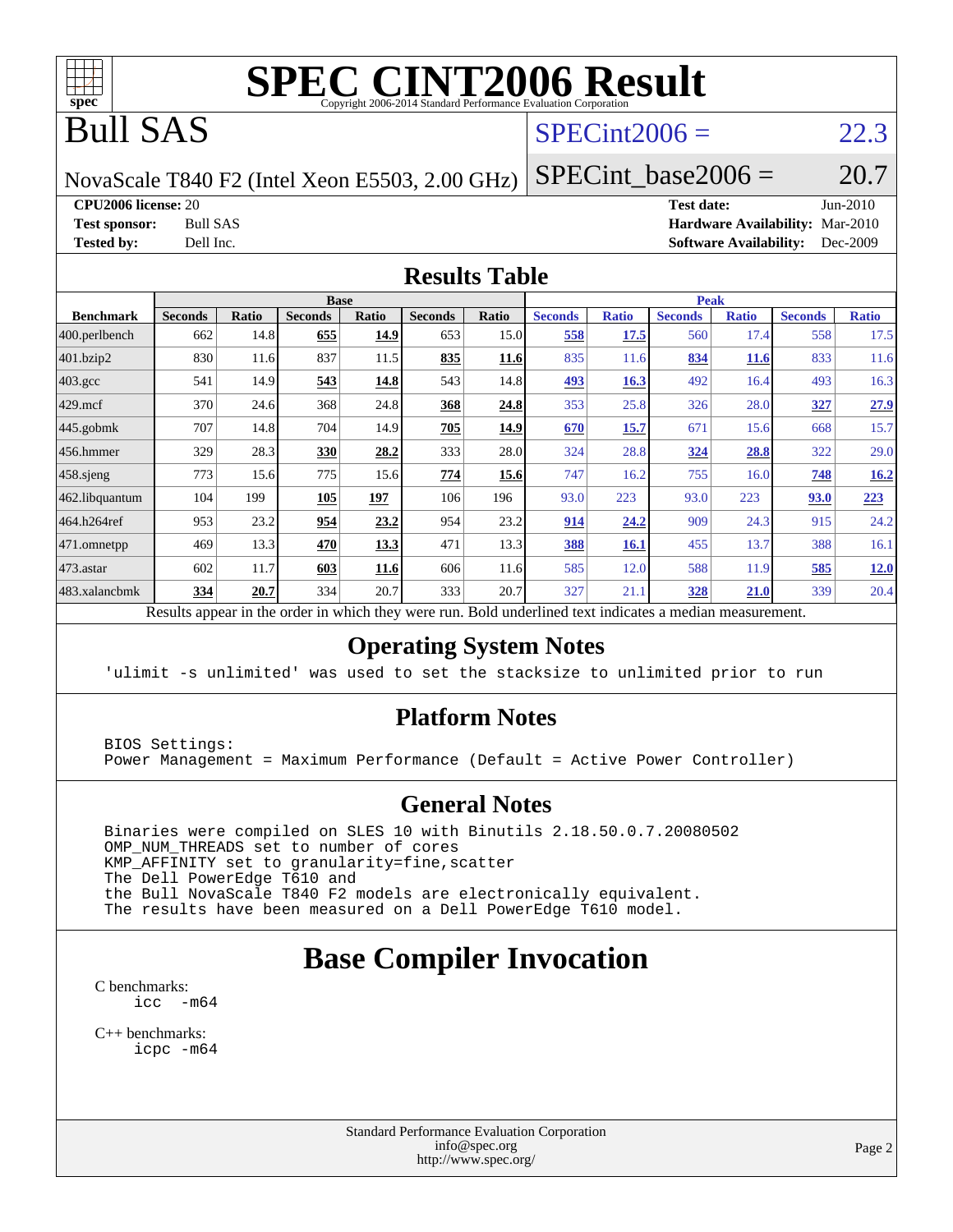# SPEC CINT2006 Result

Copyright 2006-2014 Standard Performance Evaluation Corporation

# Bull SAS

NovaScale T840 F2 (Intel Xeon E5503, 2.00 GHz)

SPECint2006 = 22.3

SPECint_base2006 = 20.7

**CPU2006 license:** 20
**Test sponsor:** Bull SAS
**Tested by:** Dell Inc.

**Test date:** Jun-2010
**Hardware Availability:** Mar-2010
**Software Availability:** Dec-2009

## Results Table

| Benchmark | Base | | | | | | Peak | | | | | |
|---|---|---|---|---|---|---|---|---|---|---|---|---|
| | Seconds | Ratio | Seconds | Ratio | Seconds | Ratio | Seconds | Ratio | Seconds | Ratio | Seconds | Ratio |
| 400.perlbench | 662 | 14.8 | **655** | **14.9** | 653 | 15.0 | **558** | **17.5** | 560 | 17.4 | 558 | 17.5 |
| 401.bzip2 | 830 | 11.6 | 837 | 11.5 | **835** | **11.6** | 835 | 11.6 | **834** | **11.6** | 833 | 11.6 |
| 403.gcc | 541 | 14.9 | **543** | **14.8** | 543 | 14.8 | **493** | **16.3** | 492 | 16.4 | 493 | 16.3 |
| 429.mcf | 370 | 24.6 | 368 | 24.8 | **368** | **24.8** | 353 | 25.8 | 326 | 28.0 | **327** | **27.9** |
| 445.gobmk | 707 | 14.8 | 704 | 14.9 | **705** | **14.9** | **670** | **15.7** | 671 | 15.6 | 668 | 15.7 |
| 456.hmmer | 329 | 28.3 | **330** | **28.2** | 333 | 28.0 | 324 | 28.8 | **324** | **28.8** | 322 | 29.0 |
| 458.sjeng | 773 | 15.6 | 775 | 15.6 | **774** | **15.6** | 747 | 16.2 | 755 | 16.0 | **748** | **16.2** |
| 462.libquantum | 104 | 199 | **105** | **197** | 106 | 196 | 93.0 | 223 | 93.0 | 223 | **93.0** | **223** |
| 464.h264ref | 953 | 23.2 | **954** | **23.2** | 954 | 23.2 | **914** | **24.2** | 909 | 24.3 | 915 | 24.2 |
| 471.omnetpp | 469 | 13.3 | **470** | **13.3** | 471 | 13.3 | **388** | **16.1** | 455 | 13.7 | 388 | 16.1 |
| 473.astar | 602 | 11.7 | **603** | **11.6** | 606 | 11.6 | 585 | 12.0 | 588 | 11.9 | **585** | **12.0** |
| 483.xalancbmk | **334** | **20.7** | 334 | 20.7 | 333 | 20.7 | 327 | 21.1 | **328** | **21.0** | 339 | 20.4 |

Results appear in the order in which they were run. Bold underlined text indicates a median measurement.

## Operating System Notes

```
'ulimit -s unlimited' was used to set the stacksize to unlimited prior to run
```

## Platform Notes

```
BIOS Settings:
Power Management = Maximum Performance (Default = Active Power Controller)
```

## General Notes

```
Binaries were compiled on SLES 10 with Binutils 2.18.50.0.7.20080502
OMP_NUM_THREADS set to number of cores
KMP_AFFINITY set to granularity=fine,scatter
The Dell PowerEdge T610 and
the Bull NovaScale T840 F2 models are electronically equivalent.
The results have been measured on a Dell PowerEdge T610 model.
```

# Base Compiler Invocation

C benchmarks:
```
icc  -m64
```

C++ benchmarks:
```
icpc -m64
```

Standard Performance Evaluation Corporation
info@spec.org
http://www.spec.org/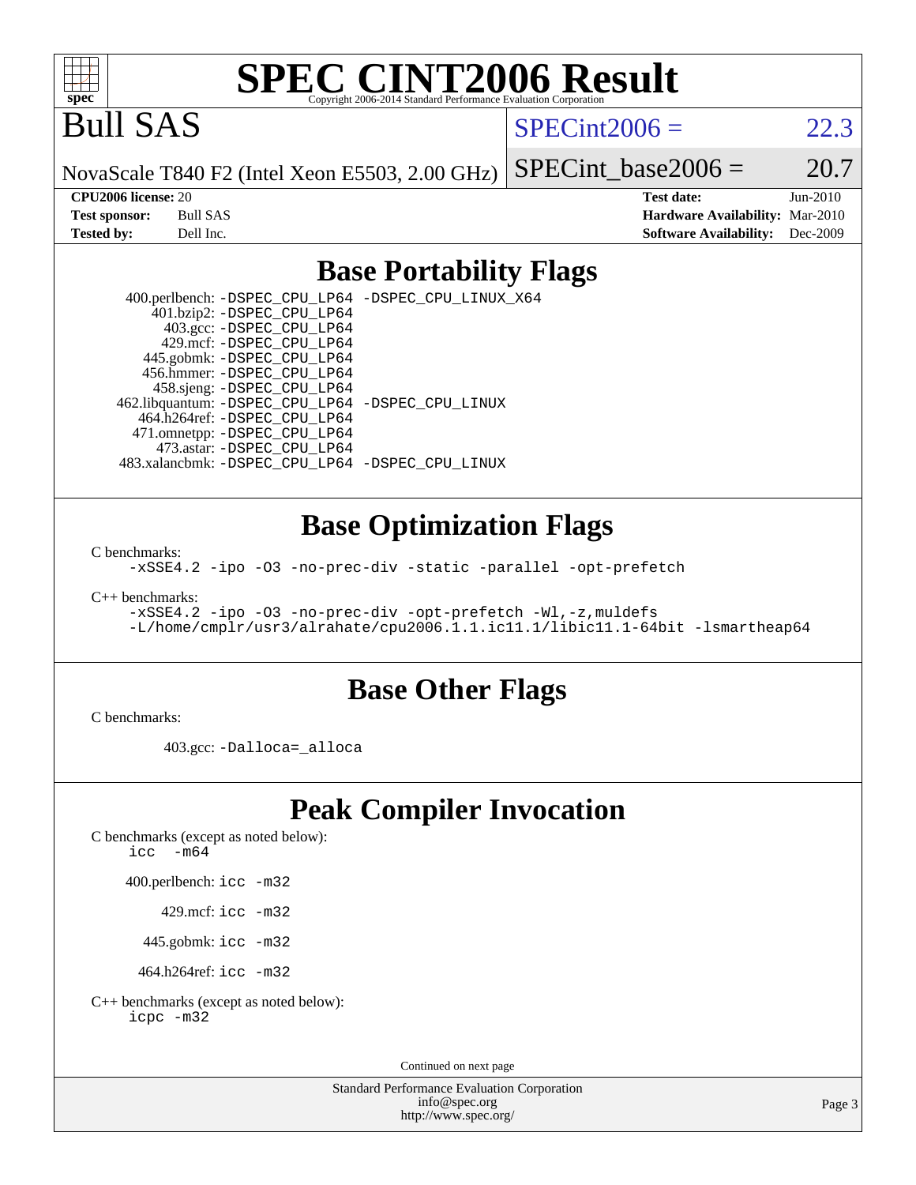# SPEC CINT2006 Result

Copyright 2006-2014 Standard Performance Evaluation Corporation

# Bull SAS

NovaScale T840 F2 (Intel Xeon E5503, 2.00 GHz)

SPECint2006 = 22.3

SPECint_base2006 = 20.7

| | | | |
|---|---|---|---|
| **CPU2006 license:** | 20 | **Test date:** | Jun-2010 |
| **Test sponsor:** | Bull SAS | **Hardware Availability:** | Mar-2010 |
| **Tested by:** | Dell Inc. | **Software Availability:** | Dec-2009 |

## Base Portability Flags

400.perlbench: -DSPEC_CPU_LP64 -DSPEC_CPU_LINUX_X64
401.bzip2: -DSPEC_CPU_LP64
403.gcc: -DSPEC_CPU_LP64
429.mcf: -DSPEC_CPU_LP64
445.gobmk: -DSPEC_CPU_LP64
456.hmmer: -DSPEC_CPU_LP64
458.sjeng: -DSPEC_CPU_LP64
462.libquantum: -DSPEC_CPU_LP64 -DSPEC_CPU_LINUX
464.h264ref: -DSPEC_CPU_LP64
471.omnetpp: -DSPEC_CPU_LP64
473.astar: -DSPEC_CPU_LP64
483.xalancbmk: -DSPEC_CPU_LP64 -DSPEC_CPU_LINUX

## Base Optimization Flags

C benchmarks:
-xSSE4.2 -ipo -O3 -no-prec-div -static -parallel -opt-prefetch

C++ benchmarks:
-xSSE4.2 -ipo -O3 -no-prec-div -opt-prefetch -Wl,-z,muldefs
-L/home/cmplr/usr3/alrahate/cpu2006.1.1.ic11.1/libic11.1-64bit -lsmartheap64

## Base Other Flags

C benchmarks:

403.gcc: -Dalloca=_alloca

## Peak Compiler Invocation

C benchmarks (except as noted below):
icc -m64

400.perlbench: icc -m32

429.mcf: icc -m32

445.gobmk: icc -m32

464.h264ref: icc -m32

C++ benchmarks (except as noted below):
icpc -m32

Continued on next page

Standard Performance Evaluation Corporation
info@spec.org
http://www.spec.org/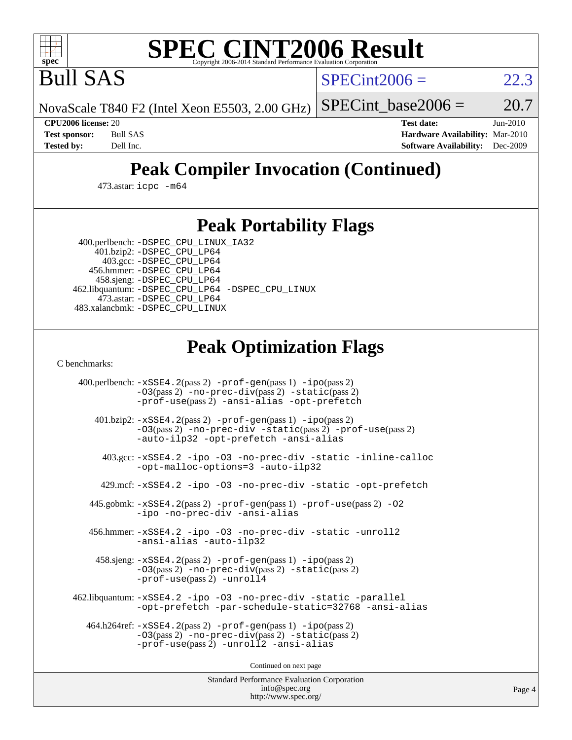# SPEC CINT2006 Result

Copyright 2006-2014 Standard Performance Evaluation Corporation

# Bull SAS

NovaScale T840 F2 (Intel Xeon E5503, 2.00 GHz)

SPECint2006 = 22.3

SPECint_base2006 = 20.7

**CPU2006 license:** 20
**Test sponsor:** Bull SAS
**Tested by:** Dell Inc.

**Test date:** Jun-2010
**Hardware Availability:** Mar-2010
**Software Availability:** Dec-2009

## Peak Compiler Invocation (Continued)

473.astar: icpc -m64

## Peak Portability Flags

400.perlbench: -DSPEC_CPU_LINUX_IA32
401.bzip2: -DSPEC_CPU_LP64
403.gcc: -DSPEC_CPU_LP64
456.hmmer: -DSPEC_CPU_LP64
458.sjeng: -DSPEC_CPU_LP64
462.libquantum: -DSPEC_CPU_LP64 -DSPEC_CPU_LINUX
473.astar: -DSPEC_CPU_LP64
483.xalancbmk: -DSPEC_CPU_LINUX

## Peak Optimization Flags

C benchmarks:

400.perlbench: -xSSE4.2(pass 2) -prof-gen(pass 1) -ipo(pass 2) -O3(pass 2) -no-prec-div(pass 2) -static(pass 2) -prof-use(pass 2) -ansi-alias -opt-prefetch

401.bzip2: -xSSE4.2(pass 2) -prof-gen(pass 1) -ipo(pass 2) -O3(pass 2) -no-prec-div -static(pass 2) -prof-use(pass 2) -auto-ilp32 -opt-prefetch -ansi-alias

403.gcc: -xSSE4.2 -ipo -O3 -no-prec-div -static -inline-calloc -opt-malloc-options=3 -auto-ilp32

429.mcf: -xSSE4.2 -ipo -O3 -no-prec-div -static -opt-prefetch

445.gobmk: -xSSE4.2(pass 2) -prof-gen(pass 1) -prof-use(pass 2) -O2 -ipo -no-prec-div -ansi-alias

456.hmmer: -xSSE4.2 -ipo -O3 -no-prec-div -static -unroll2 -ansi-alias -auto-ilp32

458.sjeng: -xSSE4.2(pass 2) -prof-gen(pass 1) -ipo(pass 2) -O3(pass 2) -no-prec-div(pass 2) -static(pass 2) -prof-use(pass 2) -unroll4

462.libquantum: -xSSE4.2 -ipo -O3 -no-prec-div -static -parallel -opt-prefetch -par-schedule-static=32768 -ansi-alias

464.h264ref: -xSSE4.2(pass 2) -prof-gen(pass 1) -ipo(pass 2) -O3(pass 2) -no-prec-div(pass 2) -static(pass 2) -prof-use(pass 2) -unroll2 -ansi-alias

Continued on next page

Standard Performance Evaluation Corporation
info@spec.org
http://www.spec.org/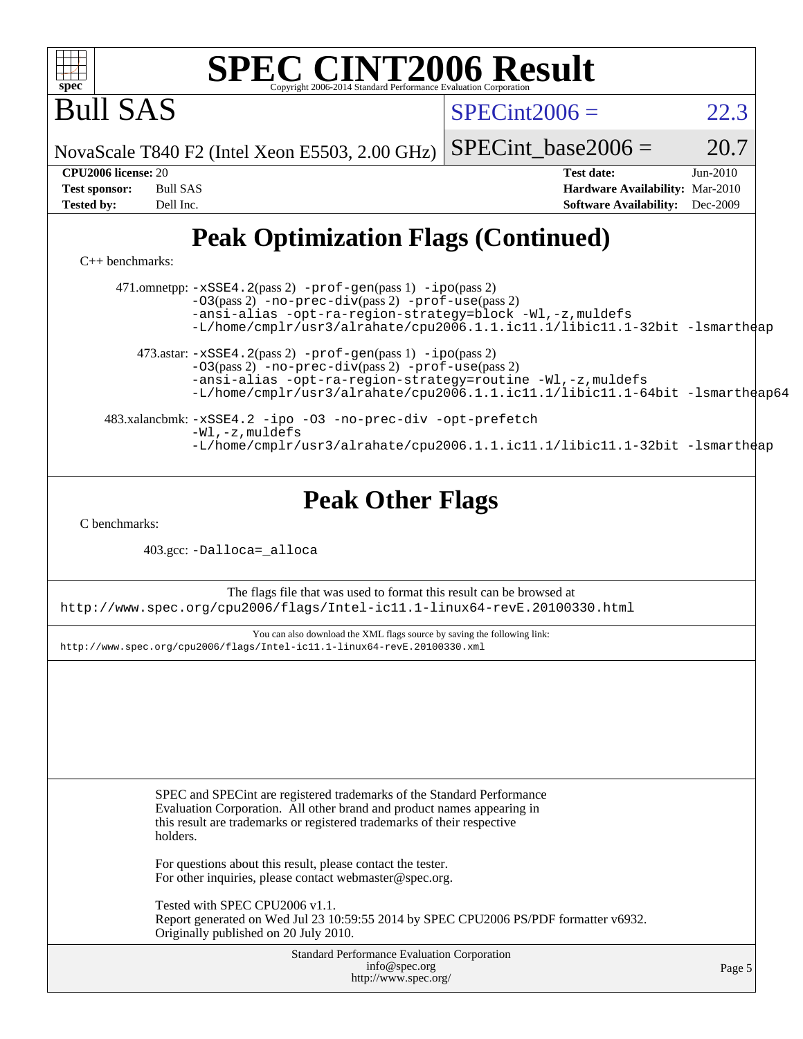# Peak Optimization Flags (Continued)

C++ benchmarks:

471.omnetpp: -xSSE4.2(pass 2) -prof-gen(pass 1) -ipo(pass 2) -O3(pass 2) -no-prec-div(pass 2) -prof-use(pass 2) -ansi-alias -opt-ra-region-strategy=block -Wl,-z,muldefs -L/home/cmplr/usr3/alrahate/cpu2006.1.1.ic11.1/libic11.1-32bit -lsmartheap

473.astar: -xSSE4.2(pass 2) -prof-gen(pass 1) -ipo(pass 2) -O3(pass 2) -no-prec-div(pass 2) -prof-use(pass 2) -ansi-alias -opt-ra-region-strategy=routine -Wl,-z,muldefs -L/home/cmplr/usr3/alrahate/cpu2006.1.1.ic11.1/libic11.1-64bit -lsmartheap64

483.xalancbmk: -xSSE4.2 -ipo -O3 -no-prec-div -opt-prefetch -Wl,-z,muldefs -L/home/cmplr/usr3/alrahate/cpu2006.1.1.ic11.1/libic11.1-32bit -lsmartheap

# Peak Other Flags

C benchmarks:

403.gcc: -Dalloca=_alloca

The flags file that was used to format this result can be browsed at
http://www.spec.org/cpu2006/flags/Intel-ic11.1-linux64-revE.20100330.html

You can also download the XML flags source by saving the following link:
http://www.spec.org/cpu2006/flags/Intel-ic11.1-linux64-revE.20100330.xml

SPEC and SPECint are registered trademarks of the Standard Performance Evaluation Corporation. All other brand and product names appearing in this result are trademarks or registered trademarks of their respective holders.

For questions about this result, please contact the tester.
For other inquiries, please contact webmaster@spec.org.

Tested with SPEC CPU2006 v1.1.
Report generated on Wed Jul 23 10:59:55 2014 by SPEC CPU2006 PS/PDF formatter v6932.
Originally published on 20 July 2010.